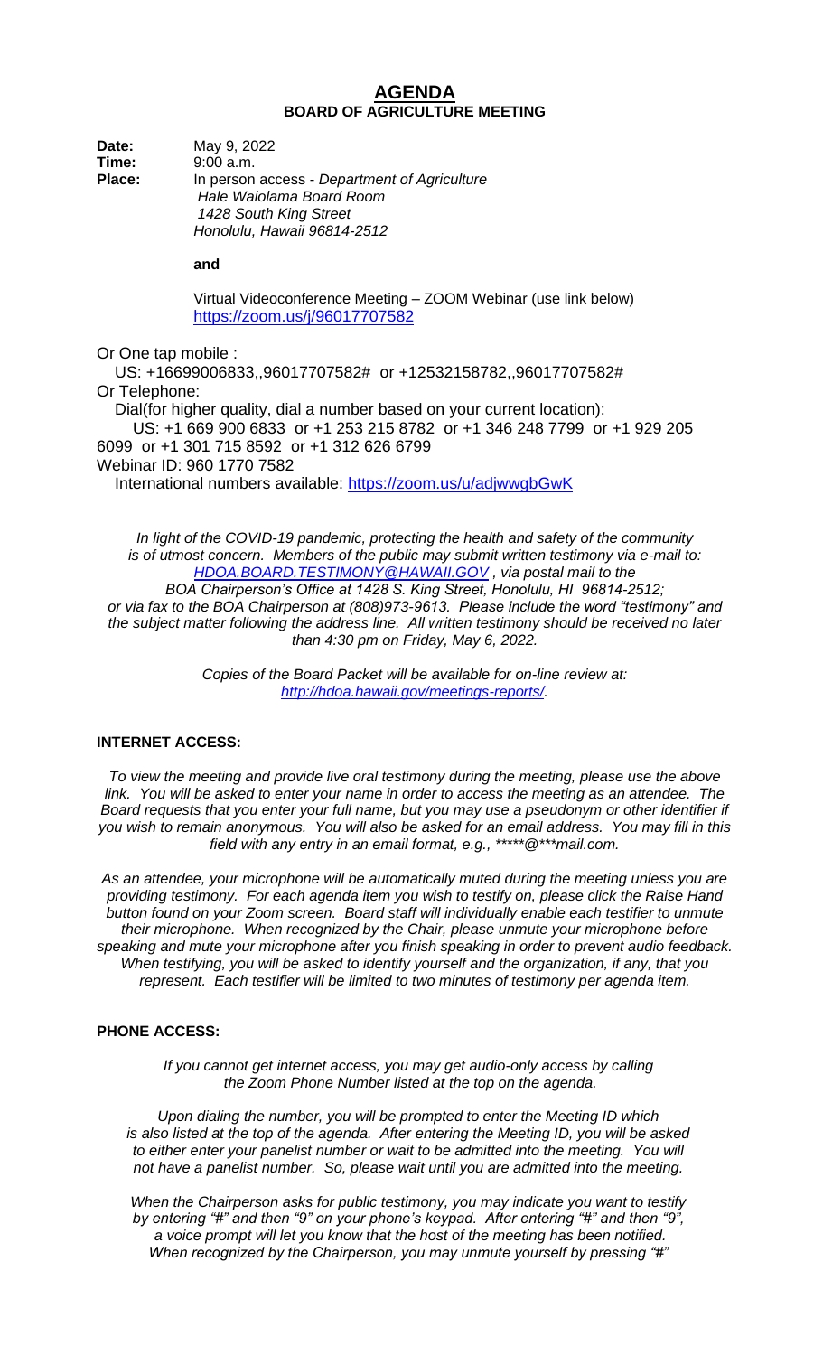# AGENDA

## BOARD OF AGRICULTURE MEETING

**Date:** May 9, 2022
**Time:** 9:00 a.m.
**Place:** In person access - *Department of Agriculture*
*Hale Waiolama Board Room*
*1428 South King Street*
*Honolulu, Hawaii 96814-2512*

**and**

Virtual Videoconference Meeting – ZOOM Webinar (use link below)
https://zoom.us/j/96017707582

Or One tap mobile :
US: +16699006833,,96017707582# or +12532158782,,96017707582#
Or Telephone:
Dial(for higher quality, dial a number based on your current location):
US: +1 669 900 6833 or +1 253 215 8782 or +1 346 248 7799 or +1 929 205 6099 or +1 301 715 8592 or +1 312 626 6799
Webinar ID: 960 1770 7582
International numbers available: https://zoom.us/u/adjwwgbGwK

*In light of the COVID-19 pandemic, protecting the health and safety of the community is of utmost concern. Members of the public may submit written testimony via e-mail to: HDOA.BOARD.TESTIMONY@HAWAII.GOV , via postal mail to the BOA Chairperson's Office at 1428 S. King Street, Honolulu, HI 96814-2512; or via fax to the BOA Chairperson at (808)973-9613. Please include the word "testimony" and the subject matter following the address line. All written testimony should be received no later than 4:30 pm on Friday, May 6, 2022.*

*Copies of the Board Packet will be available for on-line review at: http://hdoa.hawaii.gov/meetings-reports/.*

**INTERNET ACCESS:**

*To view the meeting and provide live oral testimony during the meeting, please use the above link. You will be asked to enter your name in order to access the meeting as an attendee. The Board requests that you enter your full name, but you may use a pseudonym or other identifier if you wish to remain anonymous. You will also be asked for an email address. You may fill in this field with any entry in an email format, e.g., *****@***mail.com.*

*As an attendee, your microphone will be automatically muted during the meeting unless you are providing testimony. For each agenda item you wish to testify on, please click the Raise Hand button found on your Zoom screen. Board staff will individually enable each testifier to unmute their microphone. When recognized by the Chair, please unmute your microphone before speaking and mute your microphone after you finish speaking in order to prevent audio feedback. When testifying, you will be asked to identify yourself and the organization, if any, that you represent. Each testifier will be limited to two minutes of testimony per agenda item.*

**PHONE ACCESS:**

*If you cannot get internet access, you may get audio-only access by calling the Zoom Phone Number listed at the top on the agenda.*

*Upon dialing the number, you will be prompted to enter the Meeting ID which is also listed at the top of the agenda. After entering the Meeting ID, you will be asked to either enter your panelist number or wait to be admitted into the meeting. You will not have a panelist number. So, please wait until you are admitted into the meeting.*

*When the Chairperson asks for public testimony, you may indicate you want to testify by entering "#" and then "9" on your phone's keypad. After entering "#" and then "9", a voice prompt will let you know that the host of the meeting has been notified. When recognized by the Chairperson, you may unmute yourself by pressing "#"*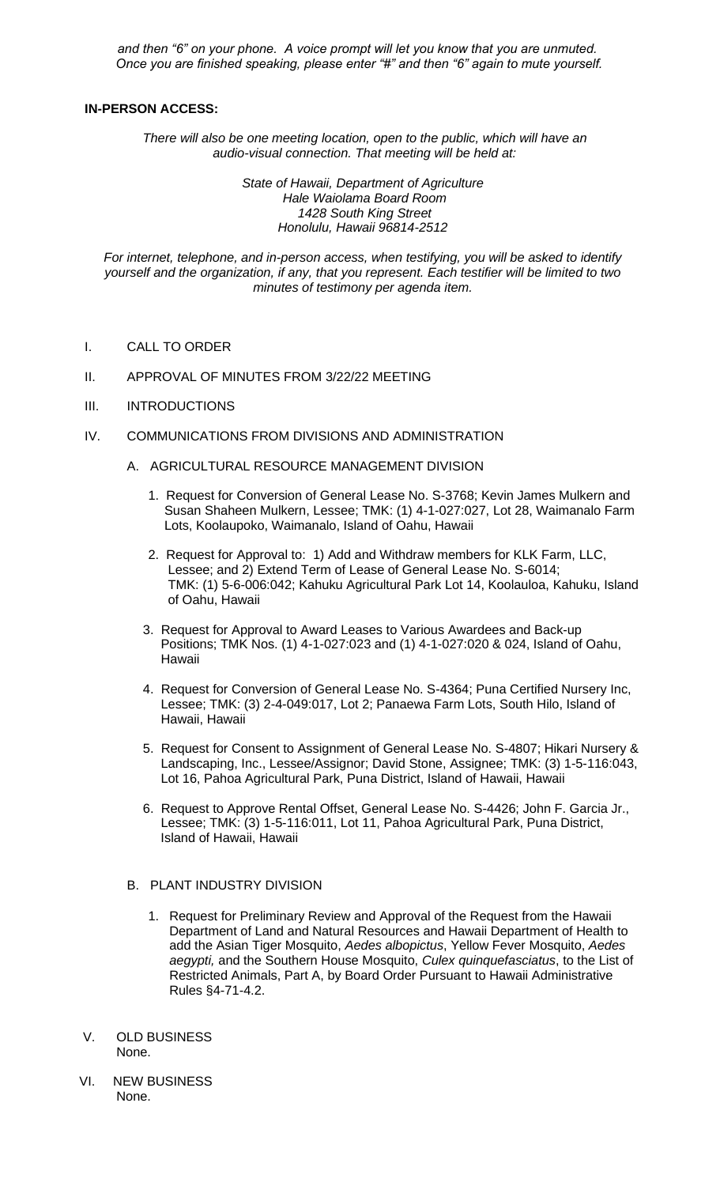*and then "6" on your phone. A voice prompt will let you know that you are unmuted. Once you are finished speaking, please enter "#" and then "6" again to mute yourself.*

**IN-PERSON ACCESS:**

*There will also be one meeting location, open to the public, which will have an audio-visual connection. That meeting will be held at:*

*State of Hawaii, Department of Agriculture*
*Hale Waiolama Board Room*
*1428 South King Street*
*Honolulu, Hawaii 96814-2512*

*For internet, telephone, and in-person access, when testifying, you will be asked to identify yourself and the organization, if any, that you represent. Each testifier will be limited to two minutes of testimony per agenda item.*

I. CALL TO ORDER

II. APPROVAL OF MINUTES FROM 3/22/22 MEETING

III. INTRODUCTIONS

IV. COMMUNICATIONS FROM DIVISIONS AND ADMINISTRATION

A. AGRICULTURAL RESOURCE MANAGEMENT DIVISION

1. Request for Conversion of General Lease No. S-3768; Kevin James Mulkern and Susan Shaheen Mulkern, Lessee; TMK: (1) 4-1-027:027, Lot 28, Waimanalo Farm Lots, Koolaupoko, Waimanalo, Island of Oahu, Hawaii

2. Request for Approval to: 1) Add and Withdraw members for KLK Farm, LLC, Lessee; and 2) Extend Term of Lease of General Lease No. S-6014; TMK: (1) 5-6-006:042; Kahuku Agricultural Park Lot 14, Koolauloa, Kahuku, Island of Oahu, Hawaii

3. Request for Approval to Award Leases to Various Awardees and Back-up Positions; TMK Nos. (1) 4-1-027:023 and (1) 4-1-027:020 & 024, Island of Oahu, Hawaii

4. Request for Conversion of General Lease No. S-4364; Puna Certified Nursery Inc, Lessee; TMK: (3) 2-4-049:017, Lot 2; Panaewa Farm Lots, South Hilo, Island of Hawaii, Hawaii

5. Request for Consent to Assignment of General Lease No. S-4807; Hikari Nursery & Landscaping, Inc., Lessee/Assignor; David Stone, Assignee; TMK: (3) 1-5-116:043, Lot 16, Pahoa Agricultural Park, Puna District, Island of Hawaii, Hawaii

6. Request to Approve Rental Offset, General Lease No. S-4426; John F. Garcia Jr., Lessee; TMK: (3) 1-5-116:011, Lot 11, Pahoa Agricultural Park, Puna District, Island of Hawaii, Hawaii

B. PLANT INDUSTRY DIVISION

1. Request for Preliminary Review and Approval of the Request from the Hawaii Department of Land and Natural Resources and Hawaii Department of Health to add the Asian Tiger Mosquito, *Aedes albopictus*, Yellow Fever Mosquito, *Aedes aegypti,* and the Southern House Mosquito, *Culex quinquefasciatus*, to the List of Restricted Animals, Part A, by Board Order Pursuant to Hawaii Administrative Rules §4-71-4.2.

V. OLD BUSINESS
None.

VI. NEW BUSINESS
None.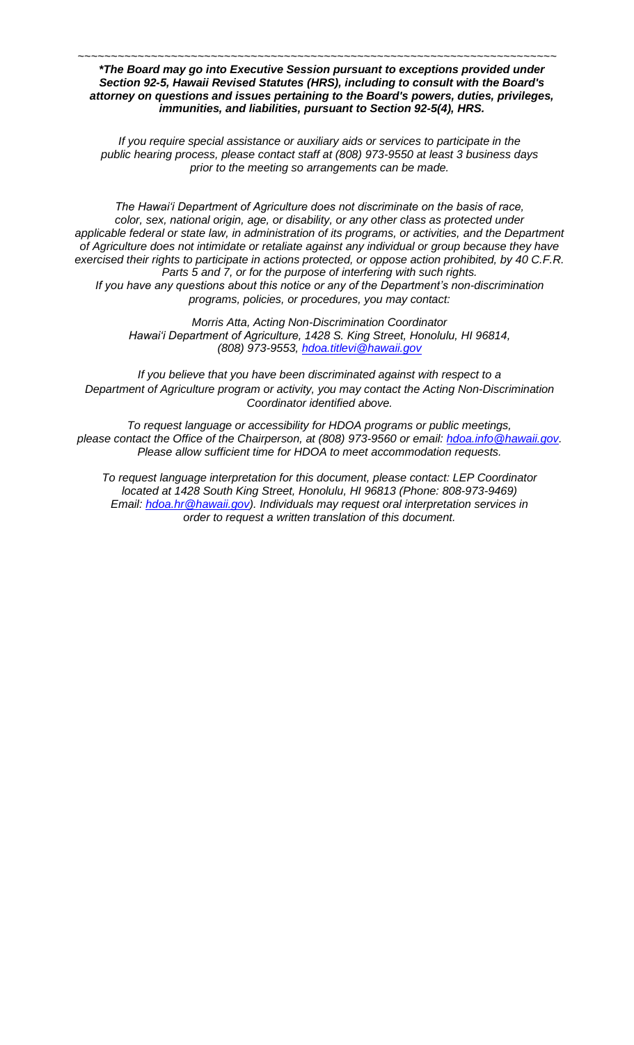~~~~~~~~~~~~~~~~~~~~~~~~~~~~~~~~~~~~~~~~~~~~~~~~~~~~~~~~~~~~~~~~~~~~~~~~~~

***The Board may go into Executive Session pursuant to exceptions provided under Section 92-5, Hawaii Revised Statutes (HRS), including to consult with the Board's attorney on questions and issues pertaining to the Board's powers, duties, privileges, immunities, and liabilities, pursuant to Section 92-5(4), HRS.***

*If you require special assistance or auxiliary aids or services to participate in the public hearing process, please contact staff at (808) 973-9550 at least 3 business days prior to the meeting so arrangements can be made.*

*The Hawai'i Department of Agriculture does not discriminate on the basis of race, color, sex, national origin, age, or disability, or any other class as protected under applicable federal or state law, in administration of its programs, or activities, and the Department of Agriculture does not intimidate or retaliate against any individual or group because they have exercised their rights to participate in actions protected, or oppose action prohibited, by 40 C.F.R. Parts 5 and 7, or for the purpose of interfering with such rights.*

*If you have any questions about this notice or any of the Department's non-discrimination programs, policies, or procedures, you may contact:*

*Morris Atta, Acting Non-Discrimination Coordinator*
*Hawai'i Department of Agriculture, 1428 S. King Street, Honolulu, HI 96814,*
*(808) 973-9553, hdoa.titlevi@hawaii.gov*

*If you believe that you have been discriminated against with respect to a Department of Agriculture program or activity, you may contact the Acting Non-Discrimination Coordinator identified above.*

*To request language or accessibility for HDOA programs or public meetings, please contact the Office of the Chairperson, at (808) 973-9560 or email: hdoa.info@hawaii.gov. Please allow sufficient time for HDOA to meet accommodation requests.*

*To request language interpretation for this document, please contact: LEP Coordinator located at 1428 South King Street, Honolulu, HI 96813 (Phone: 808-973-9469) Email: hdoa.hr@hawaii.gov). Individuals may request oral interpretation services in order to request a written translation of this document.*